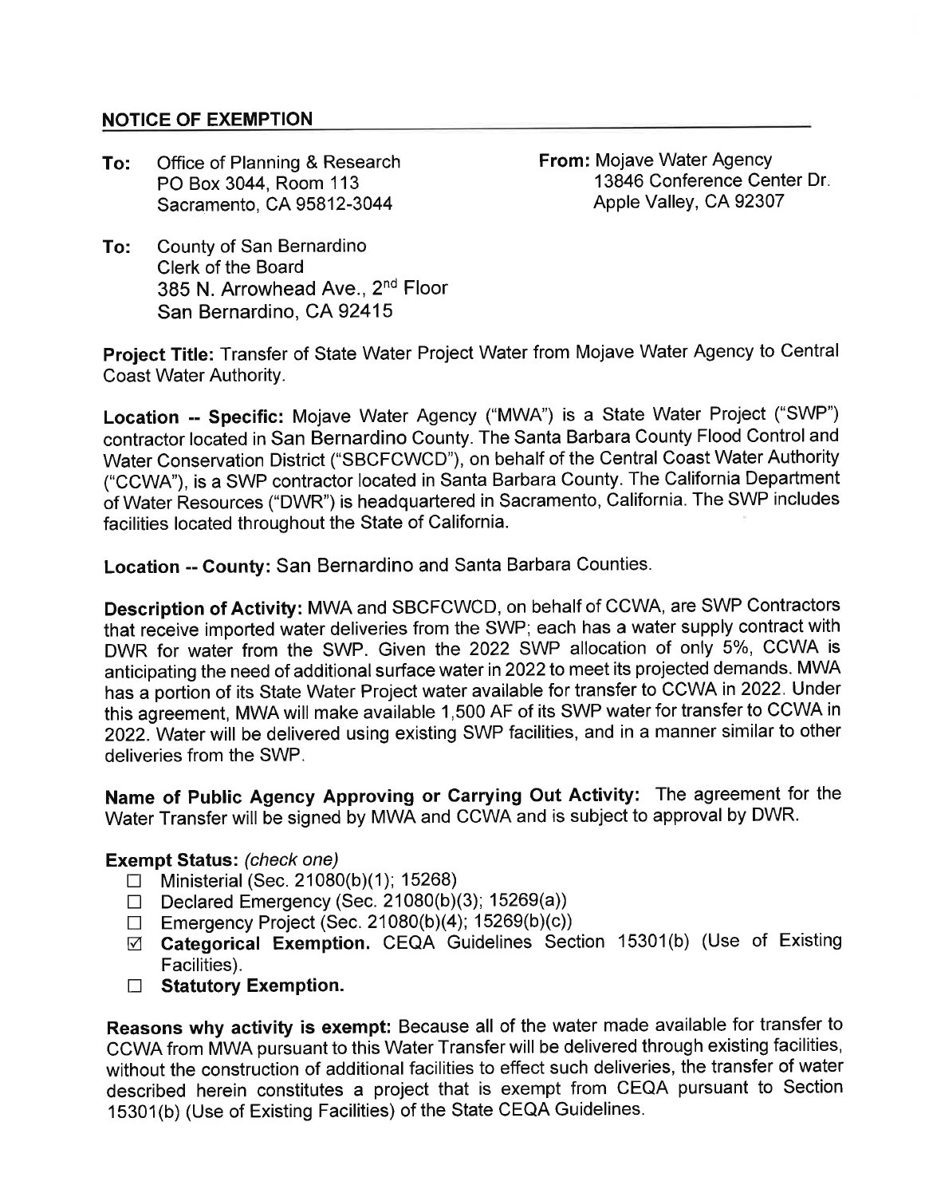## NOTICE OF EXEMPTION

**To:** Office of Planning & Research
PO Box 3044, Room 113
Sacramento, CA 95812-3044

**From:** Mojave Water Agency
13846 Conference Center Dr.
Apple Valley, CA 92307

**To:** County of San Bernardino
Clerk of the Board
385 N. Arrowhead Ave., 2nd Floor
San Bernardino, CA 92415

**Project Title:** Transfer of State Water Project Water from Mojave Water Agency to Central Coast Water Authority.

**Location -- Specific:** Mojave Water Agency ("MWA") is a State Water Project ("SWP") contractor located in San Bernardino County. The Santa Barbara County Flood Control and Water Conservation District ("SBCFCWCD"), on behalf of the Central Coast Water Authority ("CCWA"), is a SWP contractor located in Santa Barbara County. The California Department of Water Resources ("DWR") is headquartered in Sacramento, California. The SWP includes facilities located throughout the State of California.

**Location -- County:** San Bernardino and Santa Barbara Counties.

**Description of Activity:** MWA and SBCFCWCD, on behalf of CCWA, are SWP Contractors that receive imported water deliveries from the SWP; each has a water supply contract with DWR for water from the SWP. Given the 2022 SWP allocation of only 5%, CCWA is anticipating the need of additional surface water in 2022 to meet its projected demands. MWA has a portion of its State Water Project water available for transfer to CCWA in 2022. Under this agreement, MWA will make available 1,500 AF of its SWP water for transfer to CCWA in 2022. Water will be delivered using existing SWP facilities, and in a manner similar to other deliveries from the SWP.

**Name of Public Agency Approving or Carrying Out Activity:** The agreement for the Water Transfer will be signed by MWA and CCWA and is subject to approval by DWR.

**Exempt Status:** *(check one)*

- ☐ Ministerial (Sec. 21080(b)(1); 15268)
- ☐ Declared Emergency (Sec. 21080(b)(3); 15269(a))
- ☐ Emergency Project (Sec. 21080(b)(4); 15269(b)(c))
- ☑ **Categorical Exemption.** CEQA Guidelines Section 15301(b) (Use of Existing Facilities).
- ☐ **Statutory Exemption.**

**Reasons why activity is exempt:** Because all of the water made available for transfer to CCWA from MWA pursuant to this Water Transfer will be delivered through existing facilities, without the construction of additional facilities to effect such deliveries, the transfer of water described herein constitutes a project that is exempt from CEQA pursuant to Section 15301(b) (Use of Existing Facilities) of the State CEQA Guidelines.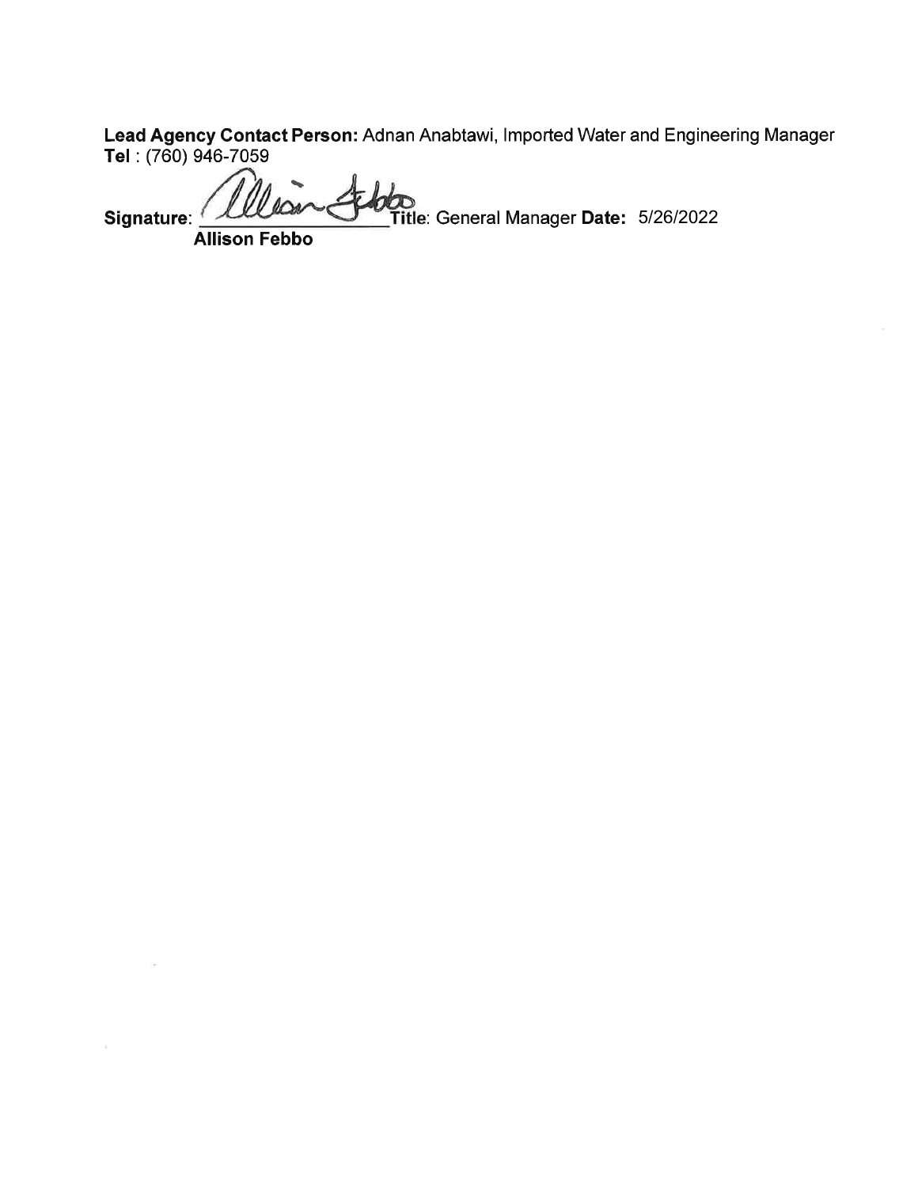**Lead Agency Contact Person:** Adnan Anabtawi, Imported Water and Engineering Manager
**Tel** : (760) 946-7059

**Signature**: ____________________ **Title**: General Manager **Date:** 5/26/2022
**Allison Febbo**